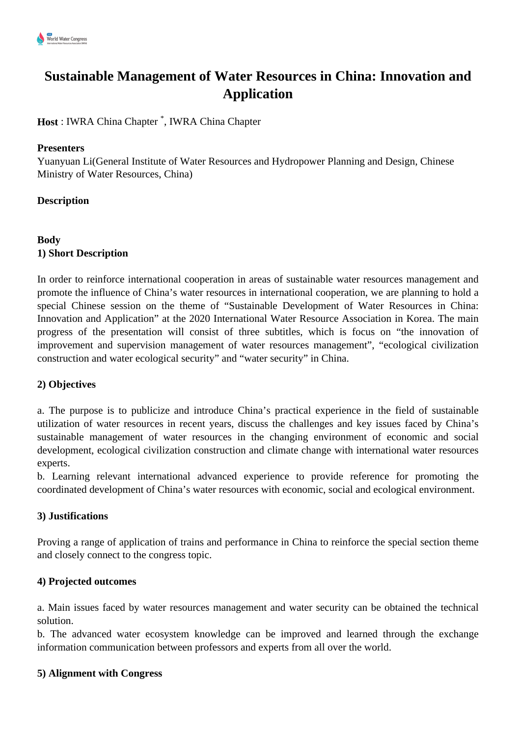# Sustainable Management of Water Resources in China: Innovation and Application

**Host** : IWRA China Chapter *, IWRA China Chapter

**Presenters**

Yuanyuan Li(General Institute of Water Resources and Hydropower Planning and Design, Chinese Ministry of Water Resources, China)

**Description**

**Body**

**1) Short Description**

In order to reinforce international cooperation in areas of sustainable water resources management and promote the influence of China's water resources in international cooperation, we are planning to hold a special Chinese session on the theme of "Sustainable Development of Water Resources in China: Innovation and Application" at the 2020 International Water Resource Association in Korea. The main progress of the presentation will consist of three subtitles, which is focus on "the innovation of improvement and supervision management of water resources management", "ecological civilization construction and water ecological security" and "water security" in China.

**2) Objectives**

a. The purpose is to publicize and introduce China's practical experience in the field of sustainable utilization of water resources in recent years, discuss the challenges and key issues faced by China's sustainable management of water resources in the changing environment of economic and social development, ecological civilization construction and climate change with international water resources experts.

b. Learning relevant international advanced experience to provide reference for promoting the coordinated development of China's water resources with economic, social and ecological environment.

**3) Justifications**

Proving a range of application of trains and performance in China to reinforce the special section theme and closely connect to the congress topic.

**4) Projected outcomes**

a. Main issues faced by water resources management and water security can be obtained the technical solution.

b. The advanced water ecosystem knowledge can be improved and learned through the exchange information communication between professors and experts from all over the world.

**5) Alignment with Congress**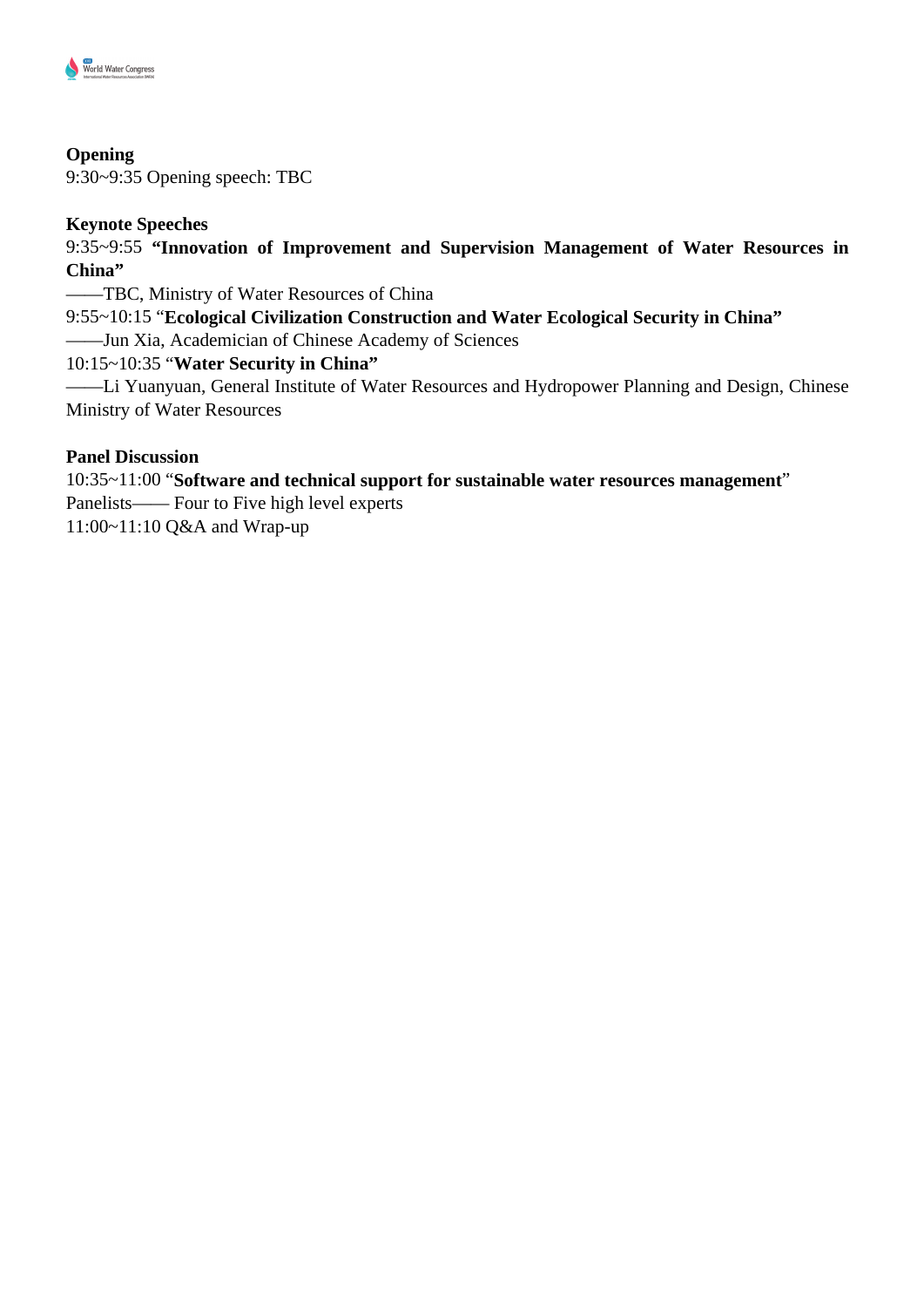**Opening**

9:30~9:35 Opening speech: TBC

**Keynote Speeches**

9:35~9:55 **"Innovation of Improvement and Supervision Management of Water Resources in China"**

——TBC, Ministry of Water Resources of China

9:55~10:15 "**Ecological Civilization Construction and Water Ecological Security in China"**

——Jun Xia, Academician of Chinese Academy of Sciences

10:15~10:35 "**Water Security in China"**

——Li Yuanyuan, General Institute of Water Resources and Hydropower Planning and Design, Chinese Ministry of Water Resources

**Panel Discussion**

10:35~11:00 "**Software and technical support for sustainable water resources management**"

Panelists—— Four to Five high level experts

11:00~11:10 Q&A and Wrap-up